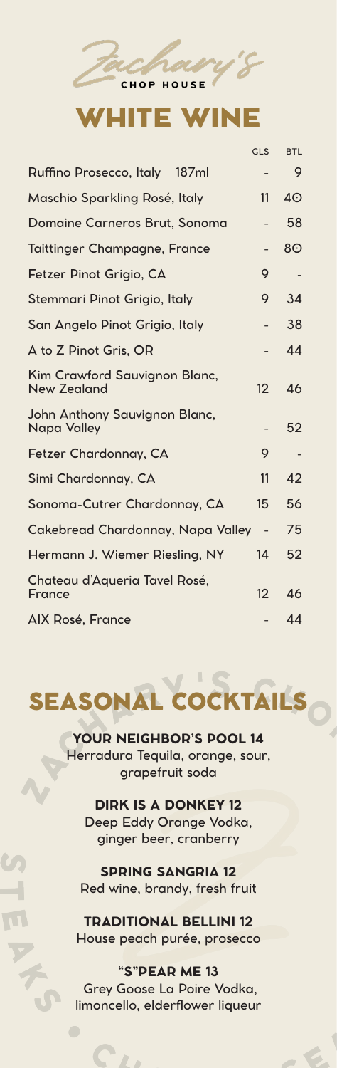Zachary's CHOP HOUSE

# WHITE WINE

| | GLS | BTL |
|---|---|---|
| Ruffino Prosecco, Italy 187ml | - | 9 |
| Maschio Sparkling Rosé, Italy | 11 | 40 |
| Domaine Carneros Brut, Sonoma | - | 58 |
| Taittinger Champagne, France | - | 80 |
| Fetzer Pinot Grigio, CA | 9 | - |
| Stemmari Pinot Grigio, Italy | 9 | 34 |
| San Angelo Pinot Grigio, Italy | - | 38 |
| A to Z Pinot Gris, OR | - | 44 |
| Kim Crawford Sauvignon Blanc, New Zealand | 12 | 46 |
| John Anthony Sauvignon Blanc, Napa Valley | - | 52 |
| Fetzer Chardonnay, CA | 9 | - |
| Simi Chardonnay, CA | 11 | 42 |
| Sonoma-Cutrer Chardonnay, CA | 15 | 56 |
| Cakebread Chardonnay, Napa Valley | - | 75 |
| Hermann J. Wiemer Riesling, NY | 14 | 52 |
| Chateau d'Aqueria Tavel Rosé, France | 12 | 46 |
| AIX Rosé, France | - | 44 |

# SEASONAL COCKTAILS

**YOUR NEIGHBOR'S POOL 14**
Herradura Tequila, orange, sour, grapefruit soda

**DIRK IS A DONKEY 12**
Deep Eddy Orange Vodka, ginger beer, cranberry

**SPRING SANGRIA 12**
Red wine, brandy, fresh fruit

**TRADITIONAL BELLINI 12**
House peach purée, prosecco

**"S"PEAR ME 13**
Grey Goose La Poire Vodka, limoncello, elderflower liqueur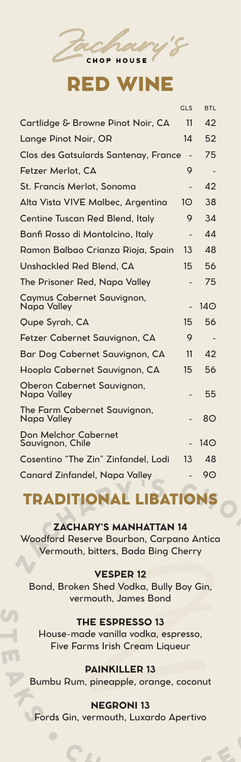Zachary's CHOP HOUSE

# RED WINE

| | GLS | BTL |
|---|---|---|
| Cartlidge & Browne Pinot Noir, CA | 11 | 42 |
| Lange Pinot Noir, OR | 14 | 52 |
| Clos des Gatsulards Santenay, France | - | 75 |
| Fetzer Merlot, CA | 9 | - |
| St. Francis Merlot, Sonoma | - | 42 |
| Alta Vista VIVE Malbec, Argentina | 10 | 38 |
| Centine Tuscan Red Blend, Italy | 9 | 34 |
| Banfi Rosso di Montalcino, Italy | - | 44 |
| Ramon Balbao Crianza Rioja, Spain | 13 | 48 |
| Unshackled Red Blend, CA | 15 | 56 |
| The Prisoner Red, Napa Valley | - | 75 |
| Caymus Cabernet Sauvignon, Napa Valley | - | 140 |
| Qupe Syrah, CA | 15 | 56 |
| Fetzer Cabernet Sauvignon, CA | 9 | - |
| Bar Dog Cabernet Sauvignon, CA | 11 | 42 |
| Hoopla Cabernet Sauvignon, CA | 15 | 56 |
| Oberon Cabernet Sauvignon, Napa Valley | - | 55 |
| The Farm Cabernet Sauvignon, Napa Valley | - | 80 |
| Don Melchor Cabernet Sauvignon, Chile | - | 140 |
| Cosentino "The Zin" Zinfandel, Lodi | 13 | 48 |
| Canard Zinfandel, Napa Valley | - | 90 |

# TRADITIONAL LIBATIONS

### ZACHARY'S MANHATTAN 14
Woodford Reserve Bourbon, Carpano Antica Vermouth, bitters, Bada Bing Cherry

### VESPER 12
Bond, Broken Shed Vodka, Bully Boy Gin, vermouth, James Bond

### THE ESPRESSO 13
House-made vanilla vodka, espresso, Five Farms Irish Cream Liqueur

### PAINKILLER 13
Bumbu Rum, pineapple, orange, coconut

### NEGRONI 13
Fords Gin, vermouth, Luxardo Apertivo